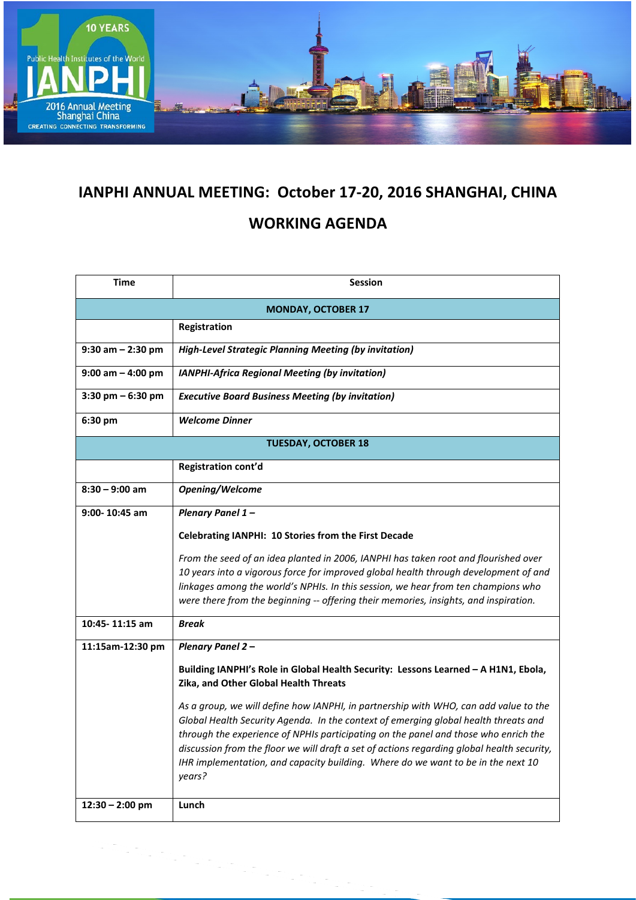# IANPHI ANNUAL MEETING: October 17-20, 2016 SHANGHAI, CHINA

## WORKING AGENDA

| Time | Session |
|---|---|
| **MONDAY, OCTOBER 17** | |
| | **Registration** |
| **9:30 am – 2:30 pm** | ***High-Level Strategic Planning Meeting (by invitation)*** |
| **9:00 am – 4:00 pm** | ***IANPHI-Africa Regional Meeting (by invitation)*** |
| **3:30 pm – 6:30 pm** | ***Executive Board Business Meeting (by invitation)*** |
| **6:30 pm** | ***Welcome Dinner*** |
| **TUESDAY, OCTOBER 18** | |
| | **Registration cont'd** |
| **8:30 – 9:00 am** | ***Opening/Welcome*** |
| **9:00- 10:45 am** | ***Plenary Panel 1 –*** <br><br> **Celebrating IANPHI: 10 Stories from the First Decade** <br><br> *From the seed of an idea planted in 2006, IANPHI has taken root and flourished over 10 years into a vigorous force for improved global health through development of and linkages among the world's NPHIs. In this session, we hear from ten champions who were there from the beginning -- offering their memories, insights, and inspiration.* |
| **10:45- 11:15 am** | ***Break*** |
| **11:15am-12:30 pm** | ***Plenary Panel 2 –*** <br><br> **Building IANPHI's Role in Global Health Security: Lessons Learned – A H1N1, Ebola, Zika, and Other Global Health Threats** <br><br> *As a group, we will define how IANPHI, in partnership with WHO, can add value to the Global Health Security Agenda. In the context of emerging global health threats and through the experience of NPHIs participating on the panel and those who enrich the discussion from the floor we will draft a set of actions regarding global health security, IHR implementation, and capacity building. Where do we want to be in the next 10 years?* |
| **12:30 – 2:00 pm** | **Lunch** |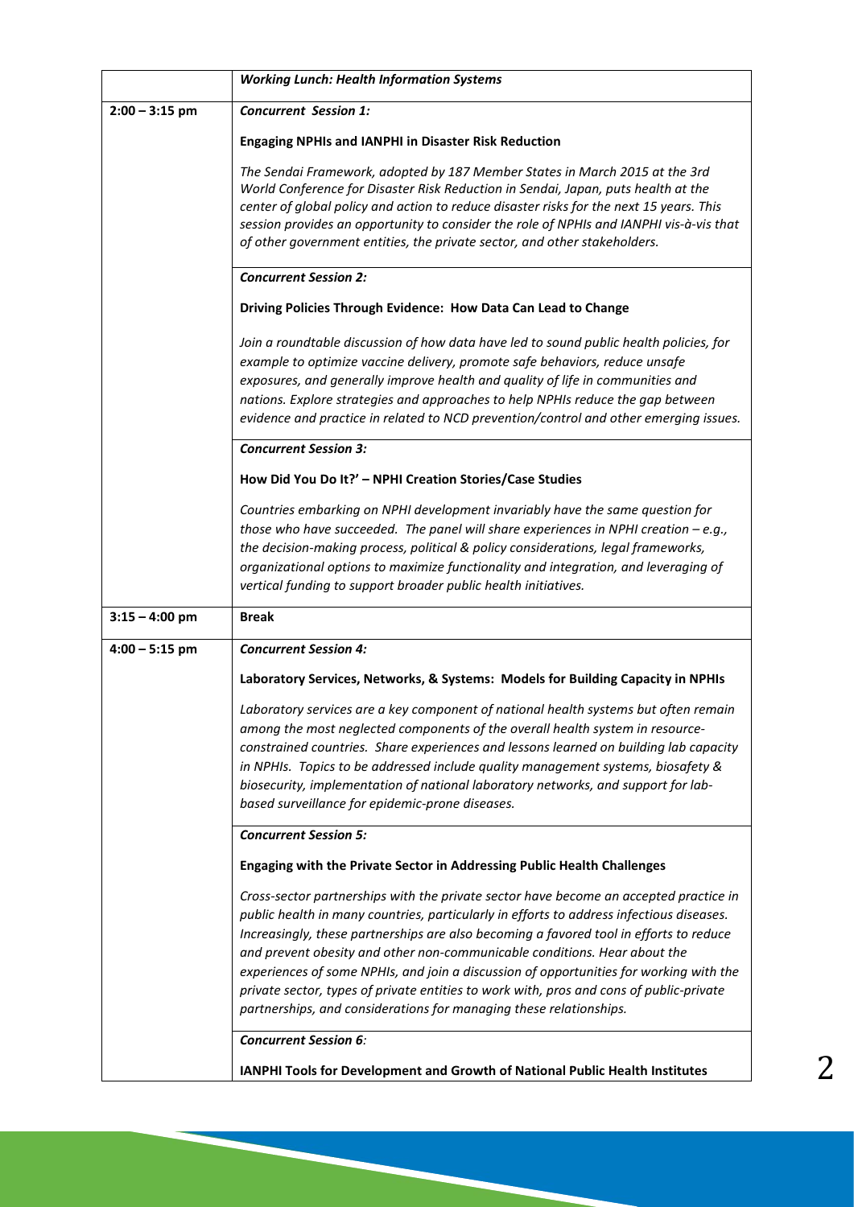| | *Working Lunch: Health Information Systems* |
|---|---|
| **2:00 – 3:15 pm** | ***Concurrent Session 1:***<br><br>**Engaging NPHIs and IANPHI in Disaster Risk Reduction**<br><br>*The Sendai Framework, adopted by 187 Member States in March 2015 at the 3rd World Conference for Disaster Risk Reduction in Sendai, Japan, puts health at the center of global policy and action to reduce disaster risks for the next 15 years. This session provides an opportunity to consider the role of NPHIs and IANPHI vis-à-vis that of other government entities, the private sector, and other stakeholders.* |
| | ***Concurrent Session 2:***<br><br>**Driving Policies Through Evidence: How Data Can Lead to Change**<br><br>*Join a roundtable discussion of how data have led to sound public health policies, for example to optimize vaccine delivery, promote safe behaviors, reduce unsafe exposures, and generally improve health and quality of life in communities and nations. Explore strategies and approaches to help NPHIs reduce the gap between evidence and practice in related to NCD prevention/control and other emerging issues.* |
| | ***Concurrent Session 3:***<br><br>**How Did You Do It?' – NPHI Creation Stories/Case Studies**<br><br>*Countries embarking on NPHI development invariably have the same question for those who have succeeded. The panel will share experiences in NPHI creation – e.g., the decision-making process, political & policy considerations, legal frameworks, organizational options to maximize functionality and integration, and leveraging of vertical funding to support broader public health initiatives.* |
| **3:15 – 4:00 pm** | **Break** |
| **4:00 – 5:15 pm** | ***Concurrent Session 4:***<br><br>**Laboratory Services, Networks, & Systems: Models for Building Capacity in NPHIs**<br><br>*Laboratory services are a key component of national health systems but often remain among the most neglected components of the overall health system in resource-constrained countries. Share experiences and lessons learned on building lab capacity in NPHIs. Topics to be addressed include quality management systems, biosafety & biosecurity, implementation of national laboratory networks, and support for lab-based surveillance for epidemic-prone diseases.* |
| | ***Concurrent Session 5:***<br><br>**Engaging with the Private Sector in Addressing Public Health Challenges**<br><br>*Cross-sector partnerships with the private sector have become an accepted practice in public health in many countries, particularly in efforts to address infectious diseases. Increasingly, these partnerships are also becoming a favored tool in efforts to reduce and prevent obesity and other non-communicable conditions. Hear about the experiences of some NPHIs, and join a discussion of opportunities for working with the private sector, types of private entities to work with, pros and cons of public-private partnerships, and considerations for managing these relationships.* |
| | ***Concurrent Session 6:***<br><br>**IANPHI Tools for Development and Growth of National Public Health Institutes** |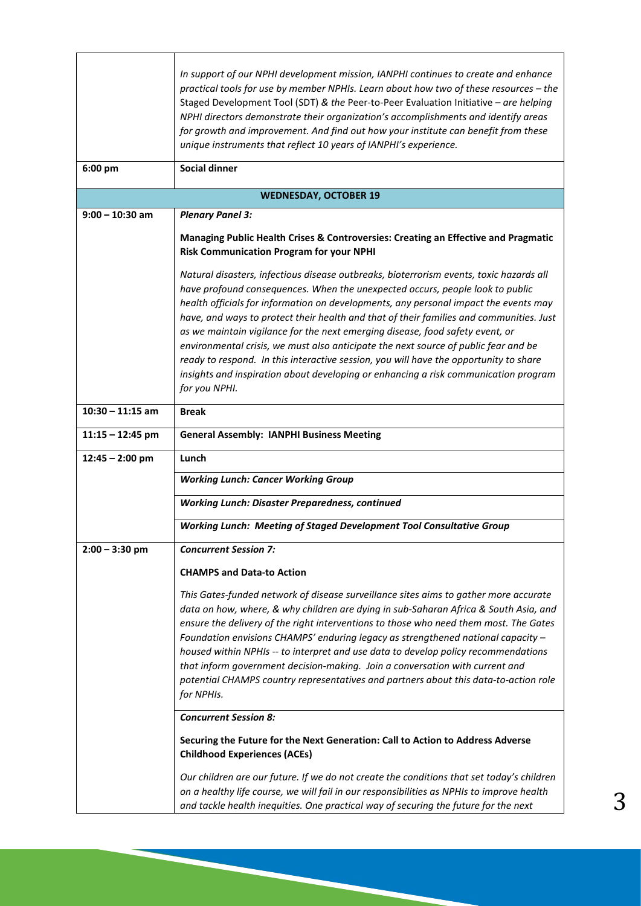| | |
|---|---|
| | *In support of our NPHI development mission, IANPHI continues to create and enhance practical tools for use by member NPHIs. Learn about how two of these resources – the* Staged Development Tool (SDT) *& the* Peer-to-Peer Evaluation Initiative *– are helping NPHI directors demonstrate their organization's accomplishments and identify areas for growth and improvement. And find out how your institute can benefit from these unique instruments that reflect 10 years of IANPHI's experience.* |
| **6:00 pm** | **Social dinner** |
| **WEDNESDAY, OCTOBER 19** | |
| **9:00 – 10:30 am** | ***Plenary Panel 3:*** <br><br> **Managing Public Health Crises & Controversies: Creating an Effective and Pragmatic Risk Communication Program for your NPHI** <br><br> *Natural disasters, infectious disease outbreaks, bioterrorism events, toxic hazards all have profound consequences. When the unexpected occurs, people look to public health officials for information on developments, any personal impact the events may have, and ways to protect their health and that of their families and communities. Just as we maintain vigilance for the next emerging disease, food safety event, or environmental crisis, we must also anticipate the next source of public fear and be ready to respond. In this interactive session, you will have the opportunity to share insights and inspiration about developing or enhancing a risk communication program for you NPHI.* |
| **10:30 – 11:15 am** | **Break** |
| **11:15 – 12:45 pm** | **General Assembly: IANPHI Business Meeting** |
| **12:45 – 2:00 pm** | **Lunch** |
| | ***Working Lunch: Cancer Working Group*** |
| | ***Working Lunch: Disaster Preparedness, continued*** |
| | ***Working Lunch: Meeting of Staged Development Tool Consultative Group*** |
| **2:00 – 3:30 pm** | ***Concurrent Session 7:*** <br><br> **CHAMPS and Data-to Action** <br><br> *This Gates-funded network of disease surveillance sites aims to gather more accurate data on how, where, & why children are dying in sub-Saharan Africa & South Asia, and ensure the delivery of the right interventions to those who need them most. The Gates Foundation envisions CHAMPS' enduring legacy as strengthened national capacity – housed within NPHIs -- to interpret and use data to develop policy recommendations that inform government decision-making. Join a conversation with current and potential CHAMPS country representatives and partners about this data-to-action role for NPHIs.* |
| | ***Concurrent Session 8:*** <br><br> **Securing the Future for the Next Generation: Call to Action to Address Adverse Childhood Experiences (ACEs)** <br><br> *Our children are our future. If we do not create the conditions that set today's children on a healthy life course, we will fail in our responsibilities as NPHIs to improve health and tackle health inequities. One practical way of securing the future for the next* |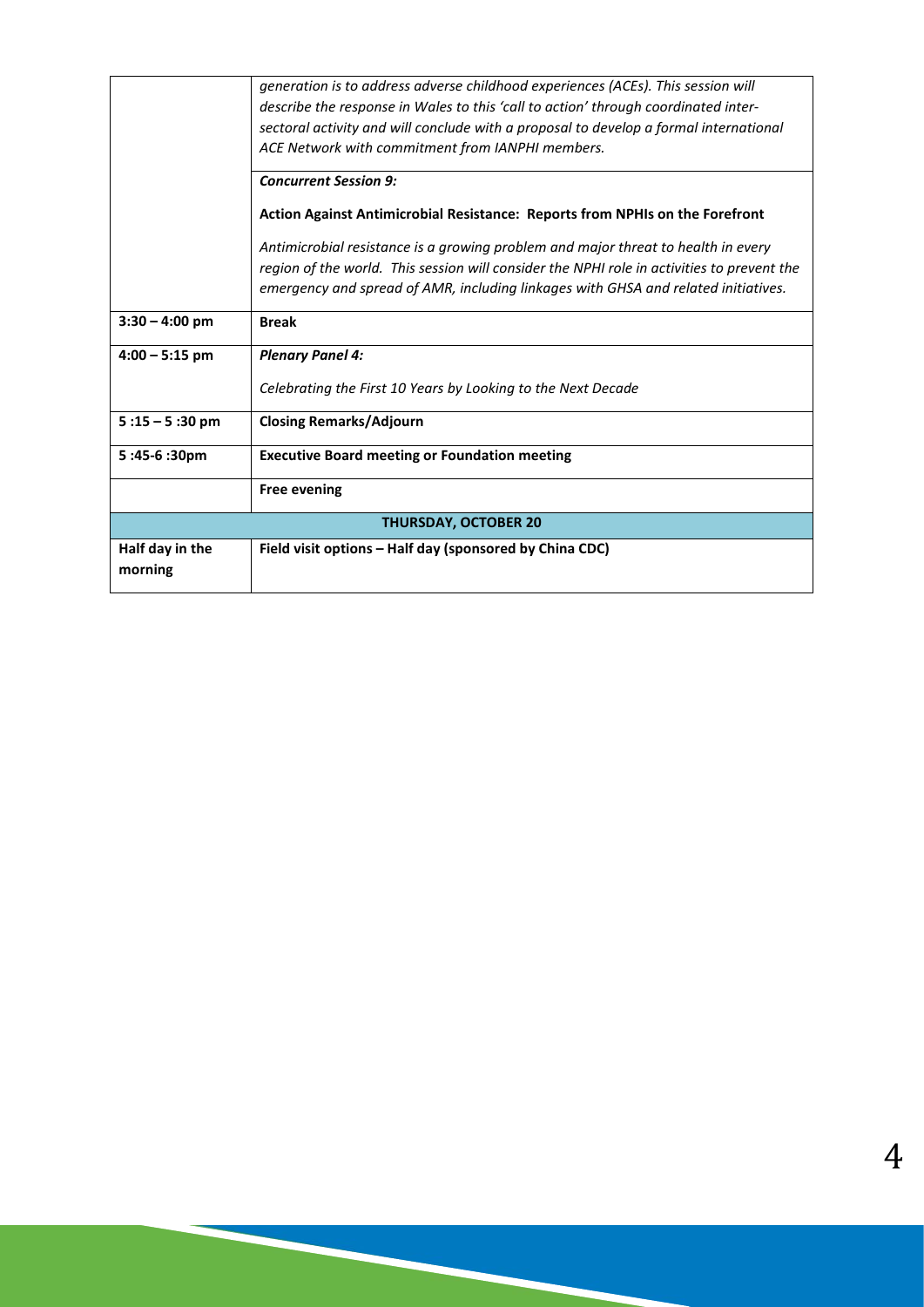| | |
|---|---|
| | *generation is to address adverse childhood experiences (ACEs). This session will describe the response in Wales to this 'call to action' through coordinated inter-sectoral activity and will conclude with a proposal to develop a formal international ACE Network with commitment from IANPHI members.*<br><br>***Concurrent Session 9:***<br><br>**Action Against Antimicrobial Resistance: Reports from NPHIs on the Forefront**<br><br>*Antimicrobial resistance is a growing problem and major threat to health in every region of the world. This session will consider the NPHI role in activities to prevent the emergency and spread of AMR, including linkages with GHSA and related initiatives.* |
| **3:30 – 4:00 pm** | **Break** |
| **4:00 – 5:15 pm** | ***Plenary Panel 4:***<br><br>*Celebrating the First 10 Years by Looking to the Next Decade* |
| **5 :15 – 5 :30 pm** | **Closing Remarks/Adjourn** |
| **5 :45-6 :30pm** | **Executive Board meeting or Foundation meeting** |
| | **Free evening** |
| **THURSDAY, OCTOBER 20** | |
| **Half day in the morning** | **Field visit options – Half day (sponsored by China CDC)** |